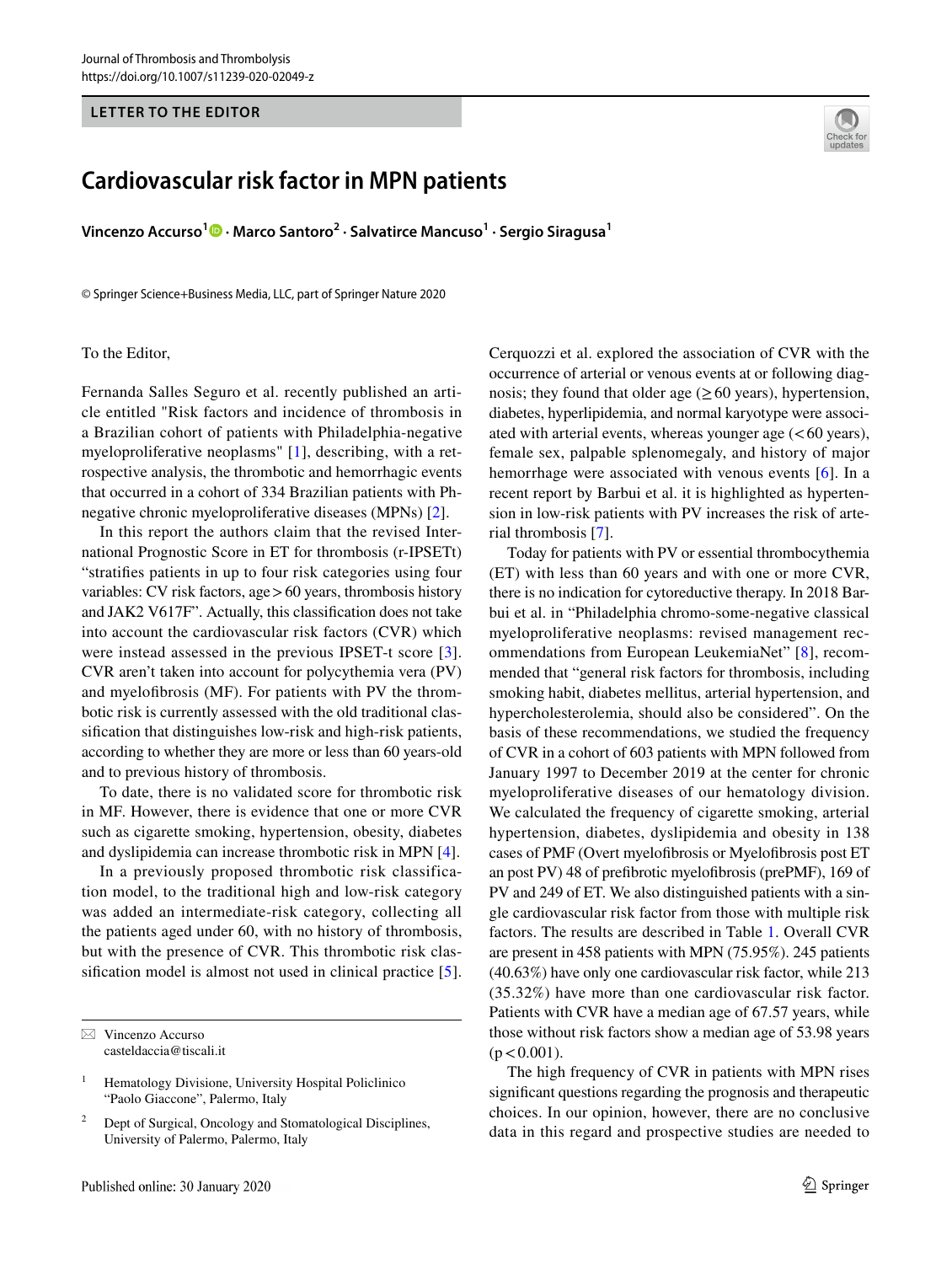LETTER TO THE EDITOR

# Cardiovascular risk factor in MPN patients

**Vincenzo Accurso[1] · Marco Santoro[2] · Salvatirce Mancuso[1] · Sergio Siragusa[1]**

© Springer Science+Business Media, LLC, part of Springer Nature 2020

To the Editor,

Fernanda Salles Seguro et al. recently published an article entitled "Risk factors and incidence of thrombosis in a Brazilian cohort of patients with Philadelphia-negative myeloproliferative neoplasms" [1], describing, with a retrospective analysis, the thrombotic and hemorrhagic events that occurred in a cohort of 334 Brazilian patients with Ph-negative chronic myeloproliferative diseases (MPNs) [2].

In this report the authors claim that the revised International Prognostic Score in ET for thrombosis (r-IPSETt) "stratifies patients in up to four risk categories using four variables: CV risk factors, age > 60 years, thrombosis history and JAK2 V617F". Actually, this classification does not take into account the cardiovascular risk factors (CVR) which were instead assessed in the previous IPSET-t score [3]. CVR aren't taken into account for polycythemia vera (PV) and myelofibrosis (MF). For patients with PV the thrombotic risk is currently assessed with the old traditional classification that distinguishes low-risk and high-risk patients, according to whether they are more or less than 60 years-old and to previous history of thrombosis.

To date, there is no validated score for thrombotic risk in MF. However, there is evidence that one or more CVR such as cigarette smoking, hypertension, obesity, diabetes and dyslipidemia can increase thrombotic risk in MPN [4].

In a previously proposed thrombotic risk classification model, to the traditional high and low-risk category was added an intermediate-risk category, collecting all the patients aged under 60, with no history of thrombosis, but with the presence of CVR. This thrombotic risk classification model is almost not used in clinical practice [5]. Cerquozzi et al. explored the association of CVR with the occurrence of arterial or venous events at or following diagnosis; they found that older age (≥ 60 years), hypertension, diabetes, hyperlipidemia, and normal karyotype were associated with arterial events, whereas younger age (< 60 years), female sex, palpable splenomegaly, and history of major hemorrhage were associated with venous events [6]. In a recent report by Barbui et al. it is highlighted as hypertension in low-risk patients with PV increases the risk of arterial thrombosis [7].

Today for patients with PV or essential thrombocythemia (ET) with less than 60 years and with one or more CVR, there is no indication for cytoreductive therapy. In 2018 Barbui et al. in "Philadelphia chromo-some-negative classical myeloproliferative neoplasms: revised management recommendations from European LeukemiaNet" [8], recommended that "general risk factors for thrombosis, including smoking habit, diabetes mellitus, arterial hypertension, and hypercholesterolemia, should also be considered". On the basis of these recommendations, we studied the frequency of CVR in a cohort of 603 patients with MPN followed from January 1997 to December 2019 at the center for chronic myeloproliferative diseases of our hematology division. We calculated the frequency of cigarette smoking, arterial hypertension, diabetes, dyslipidemia and obesity in 138 cases of PMF (Overt myelofibrosis or Myelofibrosis post ET an post PV) 48 of prefibrotic myelofibrosis (prePMF), 169 of PV and 249 of ET. We also distinguished patients with a single cardiovascular risk factor from those with multiple risk factors. The results are described in Table 1. Overall CVR are present in 458 patients with MPN (75.95%). 245 patients (40.63%) have only one cardiovascular risk factor, while 213 (35.32%) have more than one cardiovascular risk factor. Patients with CVR have a median age of 67.57 years, while those without risk factors show a median age of 53.98 years ($p < 0.001$).

The high frequency of CVR in patients with MPN rises significant questions regarding the prognosis and therapeutic choices. In our opinion, however, there are no conclusive data in this regard and prospective studies are needed to

---

✉ Vincenzo Accurso
casteldaccia@tiscali.it

[1] Hematology Divisione, University Hospital Policlinico "Paolo Giaccone", Palermo, Italy

[2] Dept of Surgical, Oncology and Stomatological Disciplines, University of Palermo, Palermo, Italy

Published online: 30 January 2020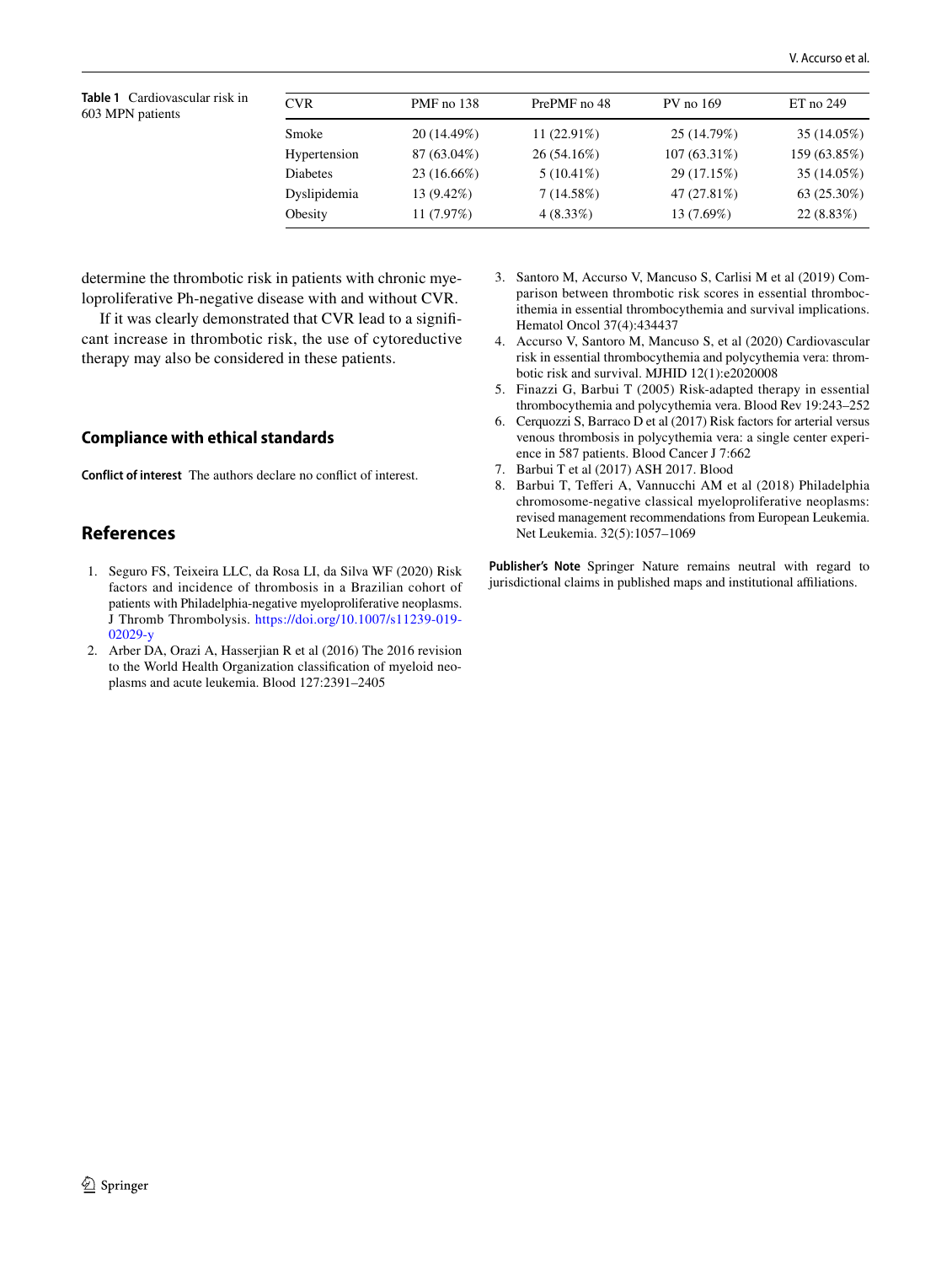**Table 1** Cardiovascular risk in 603 MPN patients

| CVR | PMF no 138 | PrePMF no 48 | PV no 169 | ET no 249 |
|---|---|---|---|---|
| Smoke | 20 (14.49%) | 11 (22.91%) | 25 (14.79%) | 35 (14.05%) |
| Hypertension | 87 (63.04%) | 26 (54.16%) | 107 (63.31%) | 159 (63.85%) |
| Diabetes | 23 (16.66%) | 5 (10.41%) | 29 (17.15%) | 35 (14.05%) |
| Dyslipidemia | 13 (9.42%) | 7 (14.58%) | 47 (27.81%) | 63 (25.30%) |
| Obesity | 11 (7.97%) | 4 (8.33%) | 13 (7.69%) | 22 (8.83%) |

determine the thrombotic risk in patients with chronic myeloproliferative Ph-negative disease with and without CVR.

If it was clearly demonstrated that CVR lead to a significant increase in thrombotic risk, the use of cytoreductive therapy may also be considered in these patients.

## Compliance with ethical standards

**Conflict of interest** The authors declare no conflict of interest.

## References

1. Seguro FS, Teixeira LLC, da Rosa LI, da Silva WF (2020) Risk factors and incidence of thrombosis in a Brazilian cohort of patients with Philadelphia-negative myeloproliferative neoplasms. J Thromb Thrombolysis. https://doi.org/10.1007/s11239-019-02029-y
2. Arber DA, Orazi A, Hasserjian R et al (2016) The 2016 revision to the World Health Organization classification of myeloid neoplasms and acute leukemia. Blood 127:2391–2405
3. Santoro M, Accurso V, Mancuso S, Carlisi M et al (2019) Comparison between thrombotic risk scores in essential thrombocithemia and survival implications. Hematol Oncol 37(4):434437
4. Accurso V, Santoro M, Mancuso S, et al (2020) Cardiovascular risk in essential thrombocythemia and polycythemia vera: thrombotic risk and survival. MJHID 12(1):e2020008
5. Finazzi G, Barbui T (2005) Risk-adapted therapy in essential thrombocythemia and polycythemia vera. Blood Rev 19:243–252
6. Cerquozzi S, Barraco D et al (2017) Risk factors for arterial versus venous thrombosis in polycythemia vera: a single center experience in 587 patients. Blood Cancer J 7:662
7. Barbui T et al (2017) ASH 2017. Blood
8. Barbui T, Tefferi A, Vannucchi AM et al (2018) Philadelphia chromosome-negative classical myeloproliferative neoplasms: revised management recommendations from European Leukemia. Net Leukemia. 32(5):1057–1069

**Publisher's Note** Springer Nature remains neutral with regard to jurisdictional claims in published maps and institutional affiliations.